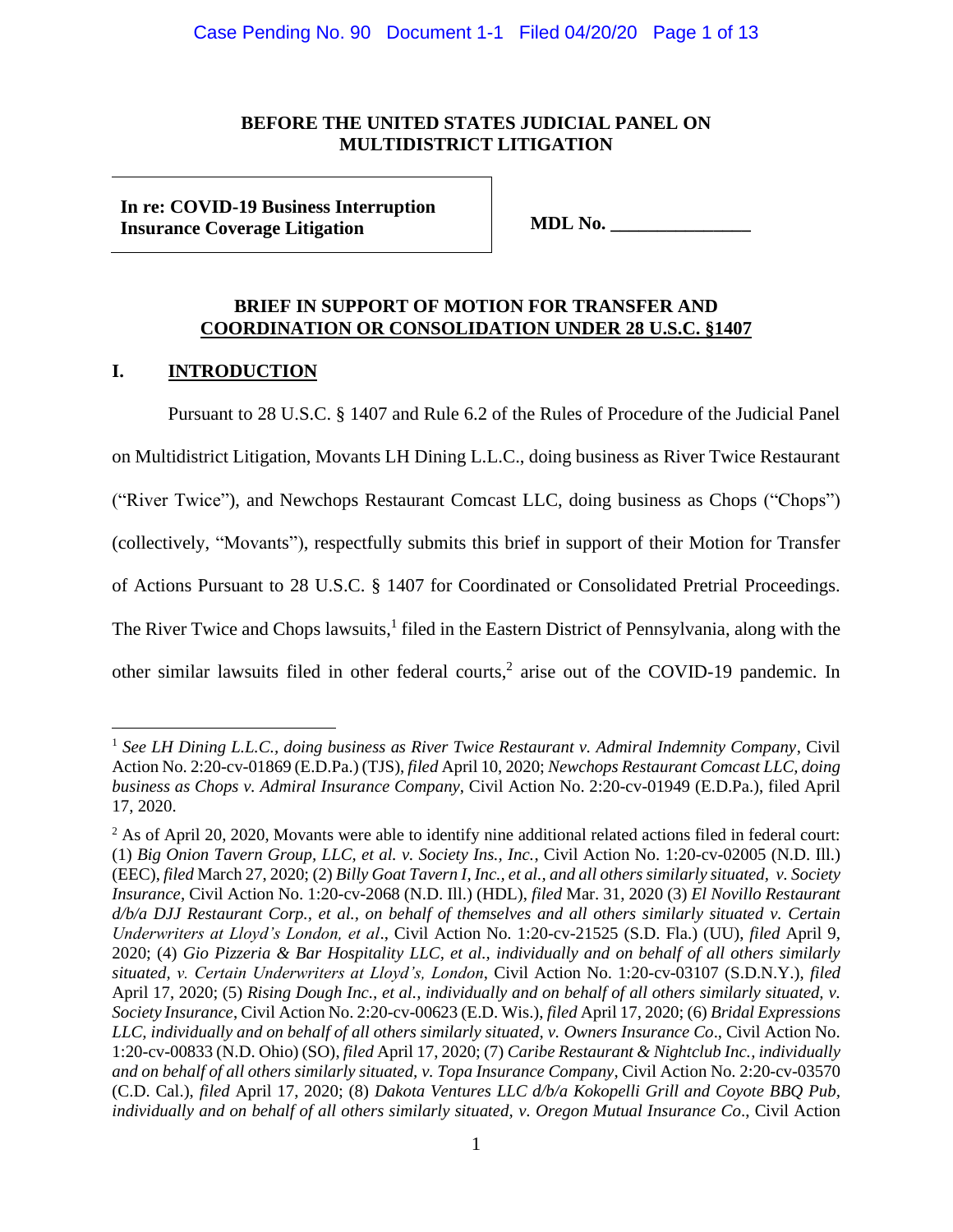**BEFORE THE UNITED STATES JUDICIAL PANEL ON MULTIDISTRICT LITIGATION**

| **In re: COVID-19 Business Interruption Insurance Coverage Litigation** | **MDL No. _______________** |
|---|---|

**BRIEF IN SUPPORT OF MOTION FOR TRANSFER AND COORDINATION OR CONSOLIDATION UNDER 28 U.S.C. §1407**

## I. INTRODUCTION

Pursuant to 28 U.S.C. § 1407 and Rule 6.2 of the Rules of Procedure of the Judicial Panel on Multidistrict Litigation, Movants LH Dining L.L.C., doing business as River Twice Restaurant ("River Twice"), and Newchops Restaurant Comcast LLC, doing business as Chops ("Chops") (collectively, "Movants"), respectfully submits this brief in support of their Motion for Transfer of Actions Pursuant to 28 U.S.C. § 1407 for Coordinated or Consolidated Pretrial Proceedings. The River Twice and Chops lawsuits,[1] filed in the Eastern District of Pennsylvania, along with the other similar lawsuits filed in other federal courts,[2] arise out of the COVID-19 pandemic. In

---

[1] *See LH Dining L.L.C., doing business as River Twice Restaurant v. Admiral Indemnity Company*, Civil Action No. 2:20-cv-01869 (E.D.Pa.) (TJS), *filed* April 10, 2020; *Newchops Restaurant Comcast LLC, doing business as Chops v. Admiral Insurance Company*, Civil Action No. 2:20-cv-01949 (E.D.Pa.), filed April 17, 2020.

[2] As of April 20, 2020, Movants were able to identify nine additional related actions filed in federal court: (1) *Big Onion Tavern Group, LLC, et al. v. Society Ins., Inc.*, Civil Action No. 1:20-cv-02005 (N.D. Ill.) (EEC), *filed* March 27, 2020; (2) *Billy Goat Tavern I, Inc., et al., and all others similarly situated, v. Society Insurance*, Civil Action No. 1:20-cv-2068 (N.D. Ill.) (HDL), *filed* Mar. 31, 2020 (3) *El Novillo Restaurant d/b/a DJJ Restaurant Corp., et al., on behalf of themselves and all others similarly situated v. Certain Underwriters at Lloyd's London, et al*., Civil Action No. 1:20-cv-21525 (S.D. Fla.) (UU), *filed* April 9, 2020; (4) *Gio Pizzeria & Bar Hospitality LLC, et al., individually and on behalf of all others similarly situated, v. Certain Underwriters at Lloyd's, London*, Civil Action No. 1:20-cv-03107 (S.D.N.Y.), *filed* April 17, 2020; (5) *Rising Dough Inc., et al., individually and on behalf of all others similarly situated, v. Society Insurance*, Civil Action No. 2:20-cv-00623 (E.D. Wis.), *filed* April 17, 2020; (6) *Bridal Expressions LLC, individually and on behalf of all others similarly situated, v. Owners Insurance Co*., Civil Action No. 1:20-cv-00833 (N.D. Ohio) (SO), *filed* April 17, 2020; (7) *Caribe Restaurant & Nightclub Inc., individually and on behalf of all others similarly situated, v. Topa Insurance Company*, Civil Action No. 2:20-cv-03570 (C.D. Cal.), *filed* April 17, 2020; (8) *Dakota Ventures LLC d/b/a Kokopelli Grill and Coyote BBQ Pub, individually and on behalf of all others similarly situated, v. Oregon Mutual Insurance Co*., Civil Action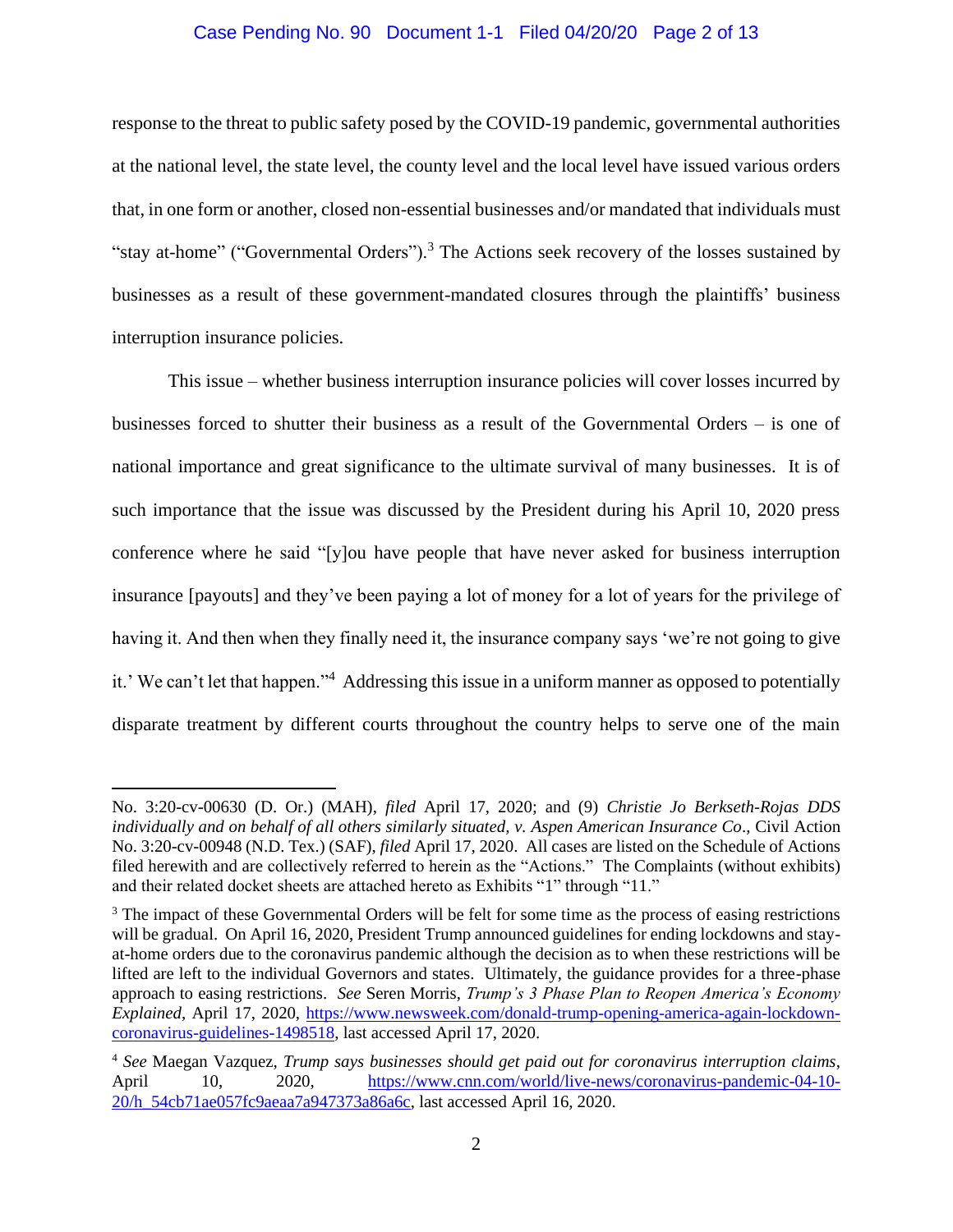response to the threat to public safety posed by the COVID-19 pandemic, governmental authorities at the national level, the state level, the county level and the local level have issued various orders that, in one form or another, closed non-essential businesses and/or mandated that individuals must "stay at-home" ("Governmental Orders").[3] The Actions seek recovery of the losses sustained by businesses as a result of these government-mandated closures through the plaintiffs' business interruption insurance policies.

This issue – whether business interruption insurance policies will cover losses incurred by businesses forced to shutter their business as a result of the Governmental Orders – is one of national importance and great significance to the ultimate survival of many businesses. It is of such importance that the issue was discussed by the President during his April 10, 2020 press conference where he said "[y]ou have people that have never asked for business interruption insurance [payouts] and they've been paying a lot of money for a lot of years for the privilege of having it. And then when they finally need it, the insurance company says 'we're not going to give it.' We can't let that happen."[4] Addressing this issue in a uniform manner as opposed to potentially disparate treatment by different courts throughout the country helps to serve one of the main

---

No. 3:20-cv-00630 (D. Or.) (MAH), *filed* April 17, 2020; and (9) *Christie Jo Berkseth-Rojas DDS individually and on behalf of all others similarly situated, v. Aspen American Insurance Co*., Civil Action No. 3:20-cv-00948 (N.D. Tex.) (SAF), *filed* April 17, 2020. All cases are listed on the Schedule of Actions filed herewith and are collectively referred to herein as the "Actions." The Complaints (without exhibits) and their related docket sheets are attached hereto as Exhibits "1" through "11."

[3] The impact of these Governmental Orders will be felt for some time as the process of easing restrictions will be gradual. On April 16, 2020, President Trump announced guidelines for ending lockdowns and stay-at-home orders due to the coronavirus pandemic although the decision as to when these restrictions will be lifted are left to the individual Governors and states. Ultimately, the guidance provides for a three-phase approach to easing restrictions. *See* Seren Morris, *Trump's 3 Phase Plan to Reopen America's Economy Explained*, April 17, 2020, https://www.newsweek.com/donald-trump-opening-america-again-lockdown-coronavirus-guidelines-1498518, last accessed April 17, 2020.

[4] *See* Maegan Vazquez, *Trump says businesses should get paid out for coronavirus interruption claims*, April 10, 2020, https://www.cnn.com/world/live-news/coronavirus-pandemic-04-10-20/h_54cb71ae057fc9aeaa7a947373a86a6c, last accessed April 16, 2020.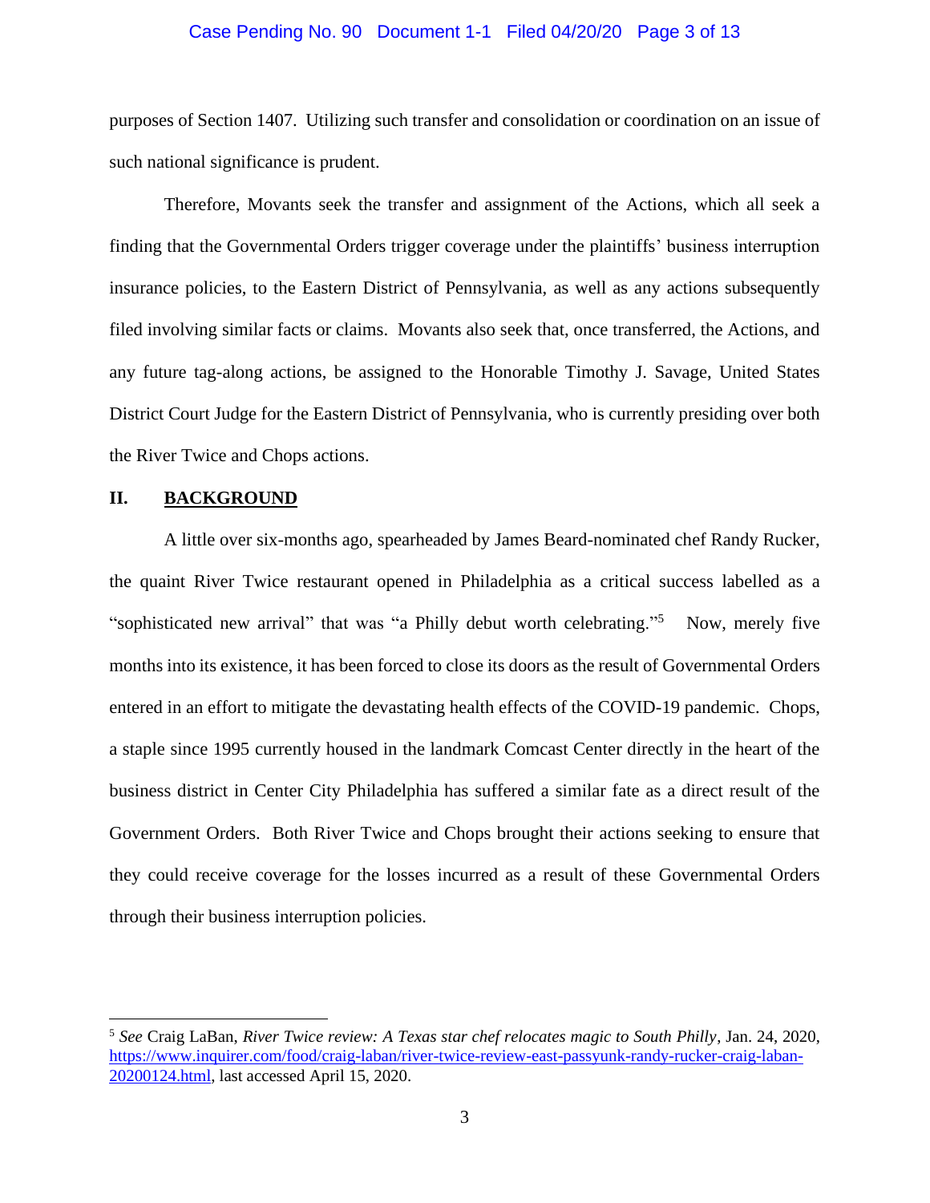purposes of Section 1407. Utilizing such transfer and consolidation or coordination on an issue of such national significance is prudent.

Therefore, Movants seek the transfer and assignment of the Actions, which all seek a finding that the Governmental Orders trigger coverage under the plaintiffs' business interruption insurance policies, to the Eastern District of Pennsylvania, as well as any actions subsequently filed involving similar facts or claims. Movants also seek that, once transferred, the Actions, and any future tag-along actions, be assigned to the Honorable Timothy J. Savage, United States District Court Judge for the Eastern District of Pennsylvania, who is currently presiding over both the River Twice and Chops actions.

## II. <u>BACKGROUND</u>

A little over six-months ago, spearheaded by James Beard-nominated chef Randy Rucker, the quaint River Twice restaurant opened in Philadelphia as a critical success labelled as a "sophisticated new arrival" that was "a Philly debut worth celebrating."[5] Now, merely five months into its existence, it has been forced to close its doors as the result of Governmental Orders entered in an effort to mitigate the devastating health effects of the COVID-19 pandemic. Chops, a staple since 1995 currently housed in the landmark Comcast Center directly in the heart of the business district in Center City Philadelphia has suffered a similar fate as a direct result of the Government Orders. Both River Twice and Chops brought their actions seeking to ensure that they could receive coverage for the losses incurred as a result of these Governmental Orders through their business interruption policies.

---

[5] *See* Craig LaBan, *River Twice review: A Texas star chef relocates magic to South Philly*, Jan. 24, 2020, https://www.inquirer.com/food/craig-laban/river-twice-review-east-passyunk-randy-rucker-craig-laban-20200124.html, last accessed April 15, 2020.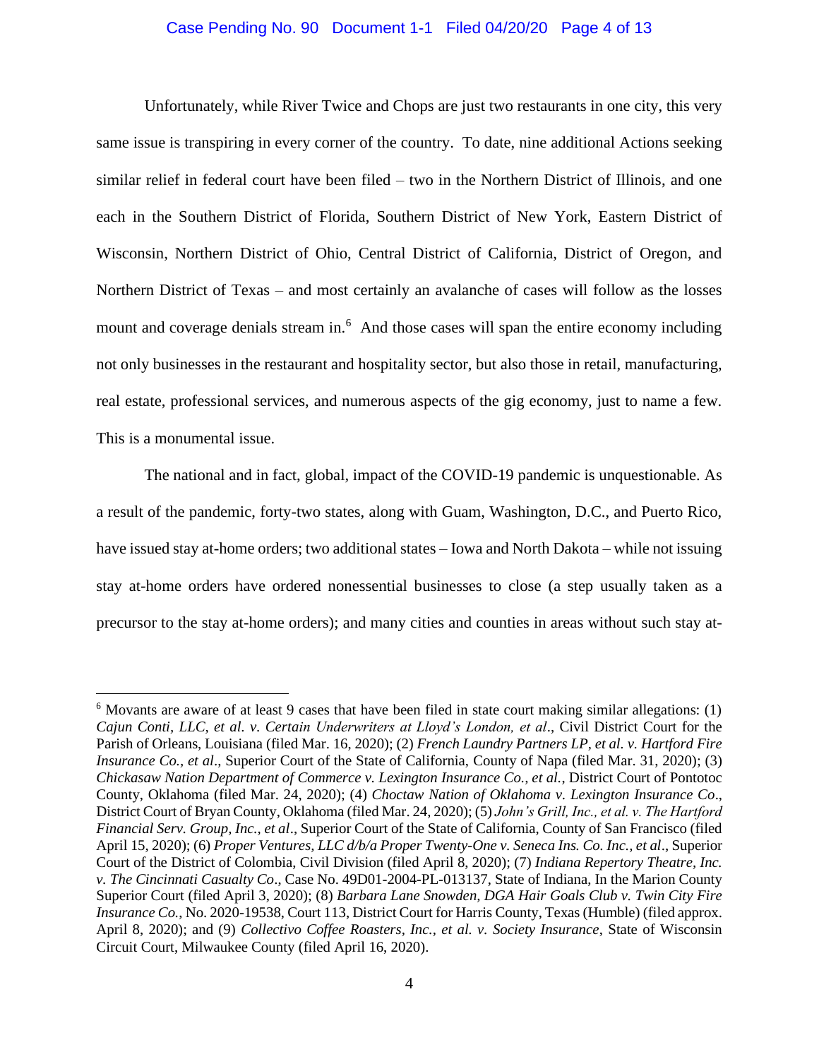Unfortunately, while River Twice and Chops are just two restaurants in one city, this very same issue is transpiring in every corner of the country. To date, nine additional Actions seeking similar relief in federal court have been filed – two in the Northern District of Illinois, and one each in the Southern District of Florida, Southern District of New York, Eastern District of Wisconsin, Northern District of Ohio, Central District of California, District of Oregon, and Northern District of Texas – and most certainly an avalanche of cases will follow as the losses mount and coverage denials stream in.[6] And those cases will span the entire economy including not only businesses in the restaurant and hospitality sector, but also those in retail, manufacturing, real estate, professional services, and numerous aspects of the gig economy, just to name a few. This is a monumental issue.

The national and in fact, global, impact of the COVID-19 pandemic is unquestionable. As a result of the pandemic, forty-two states, along with Guam, Washington, D.C., and Puerto Rico, have issued stay at-home orders; two additional states – Iowa and North Dakota – while not issuing stay at-home orders have ordered nonessential businesses to close (a step usually taken as a precursor to the stay at-home orders); and many cities and counties in areas without such stay at-

[6] Movants are aware of at least 9 cases that have been filed in state court making similar allegations: (1) *Cajun Conti, LLC, et al. v. Certain Underwriters at Lloyd's London, et al*., Civil District Court for the Parish of Orleans, Louisiana (filed Mar. 16, 2020); (2) *French Laundry Partners LP, et al. v. Hartford Fire Insurance Co., et al*., Superior Court of the State of California, County of Napa (filed Mar. 31, 2020); (3) *Chickasaw Nation Department of Commerce v. Lexington Insurance Co., et al.*, District Court of Pontotoc County, Oklahoma (filed Mar. 24, 2020); (4) *Choctaw Nation of Oklahoma v. Lexington Insurance Co*., District Court of Bryan County, Oklahoma (filed Mar. 24, 2020); (5) *John's Grill, Inc., et al. v. The Hartford Financial Serv. Group, Inc., et al*., Superior Court of the State of California, County of San Francisco (filed April 15, 2020); (6) *Proper Ventures, LLC d/b/a Proper Twenty-One v. Seneca Ins. Co. Inc., et al*., Superior Court of the District of Colombia, Civil Division (filed April 8, 2020); (7) *Indiana Repertory Theatre, Inc. v. The Cincinnati Casualty Co*., Case No. 49D01-2004-PL-013137, State of Indiana, In the Marion County Superior Court (filed April 3, 2020); (8) *Barbara Lane Snowden, DGA Hair Goals Club v. Twin City Fire Insurance Co.*, No. 2020-19538, Court 113, District Court for Harris County, Texas (Humble) (filed approx. April 8, 2020); and (9) *Collectivo Coffee Roasters, Inc., et al. v. Society Insurance*, State of Wisconsin Circuit Court, Milwaukee County (filed April 16, 2020).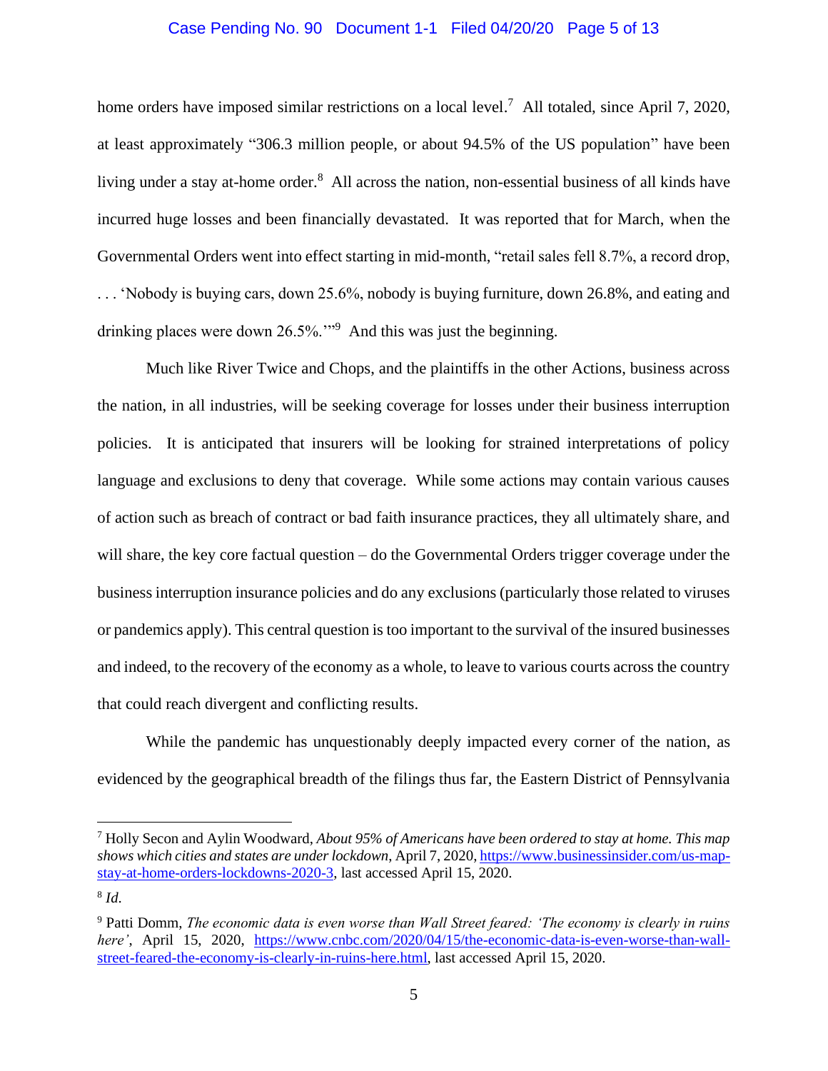home orders have imposed similar restrictions on a local level.[7] All totaled, since April 7, 2020, at least approximately "306.3 million people, or about 94.5% of the US population" have been living under a stay at-home order.[8] All across the nation, non-essential business of all kinds have incurred huge losses and been financially devastated. It was reported that for March, when the Governmental Orders went into effect starting in mid-month, "retail sales fell 8.7%, a record drop, . . . 'Nobody is buying cars, down 25.6%, nobody is buying furniture, down 26.8%, and eating and drinking places were down 26.5%.'"[9] And this was just the beginning.

Much like River Twice and Chops, and the plaintiffs in the other Actions, business across the nation, in all industries, will be seeking coverage for losses under their business interruption policies. It is anticipated that insurers will be looking for strained interpretations of policy language and exclusions to deny that coverage. While some actions may contain various causes of action such as breach of contract or bad faith insurance practices, they all ultimately share, and will share, the key core factual question – do the Governmental Orders trigger coverage under the business interruption insurance policies and do any exclusions (particularly those related to viruses or pandemics apply). This central question is too important to the survival of the insured businesses and indeed, to the recovery of the economy as a whole, to leave to various courts across the country that could reach divergent and conflicting results.

While the pandemic has unquestionably deeply impacted every corner of the nation, as evidenced by the geographical breadth of the filings thus far, the Eastern District of Pennsylvania

---

[7] Holly Secon and Aylin Woodward, *About 95% of Americans have been ordered to stay at home. This map shows which cities and states are under lockdown*, April 7, 2020, https://www.businessinsider.com/us-map-stay-at-home-orders-lockdowns-2020-3, last accessed April 15, 2020.

[8] *Id*.

[9] Patti Domm, *The economic data is even worse than Wall Street feared: 'The economy is clearly in ruins here'*, April 15, 2020, https://www.cnbc.com/2020/04/15/the-economic-data-is-even-worse-than-wall-street-feared-the-economy-is-clearly-in-ruins-here.html, last accessed April 15, 2020.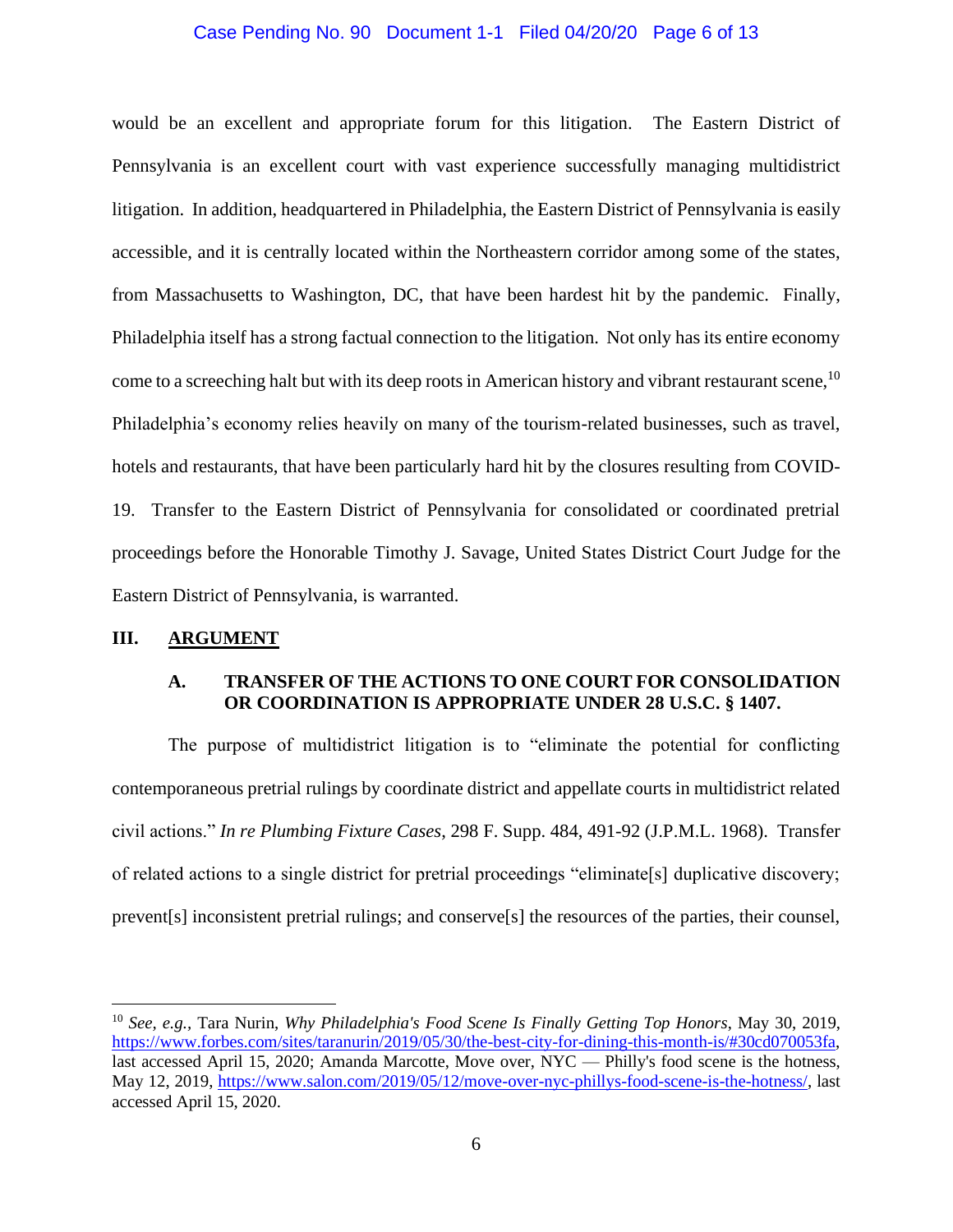would be an excellent and appropriate forum for this litigation. The Eastern District of Pennsylvania is an excellent court with vast experience successfully managing multidistrict litigation. In addition, headquartered in Philadelphia, the Eastern District of Pennsylvania is easily accessible, and it is centrally located within the Northeastern corridor among some of the states, from Massachusetts to Washington, DC, that have been hardest hit by the pandemic. Finally, Philadelphia itself has a strong factual connection to the litigation. Not only has its entire economy come to a screeching halt but with its deep roots in American history and vibrant restaurant scene,[10] Philadelphia's economy relies heavily on many of the tourism-related businesses, such as travel, hotels and restaurants, that have been particularly hard hit by the closures resulting from COVID-19. Transfer to the Eastern District of Pennsylvania for consolidated or coordinated pretrial proceedings before the Honorable Timothy J. Savage, United States District Court Judge for the Eastern District of Pennsylvania, is warranted.

## III. ARGUMENT

### A. TRANSFER OF THE ACTIONS TO ONE COURT FOR CONSOLIDATION OR COORDINATION IS APPROPRIATE UNDER 28 U.S.C. § 1407.

The purpose of multidistrict litigation is to "eliminate the potential for conflicting contemporaneous pretrial rulings by coordinate district and appellate courts in multidistrict related civil actions." *In re Plumbing Fixture Cases*, 298 F. Supp. 484, 491-92 (J.P.M.L. 1968). Transfer of related actions to a single district for pretrial proceedings "eliminate[s] duplicative discovery; prevent[s] inconsistent pretrial rulings; and conserve[s] the resources of the parties, their counsel,

---

[10] *See, e.g.*, Tara Nurin, *Why Philadelphia's Food Scene Is Finally Getting Top Honors*, May 30, 2019, https://www.forbes.com/sites/taranurin/2019/05/30/the-best-city-for-dining-this-month-is/#30cd070053fa, last accessed April 15, 2020; Amanda Marcotte, Move over, NYC — Philly's food scene is the hotness, May 12, 2019, https://www.salon.com/2019/05/12/move-over-nyc-phillys-food-scene-is-the-hotness/, last accessed April 15, 2020.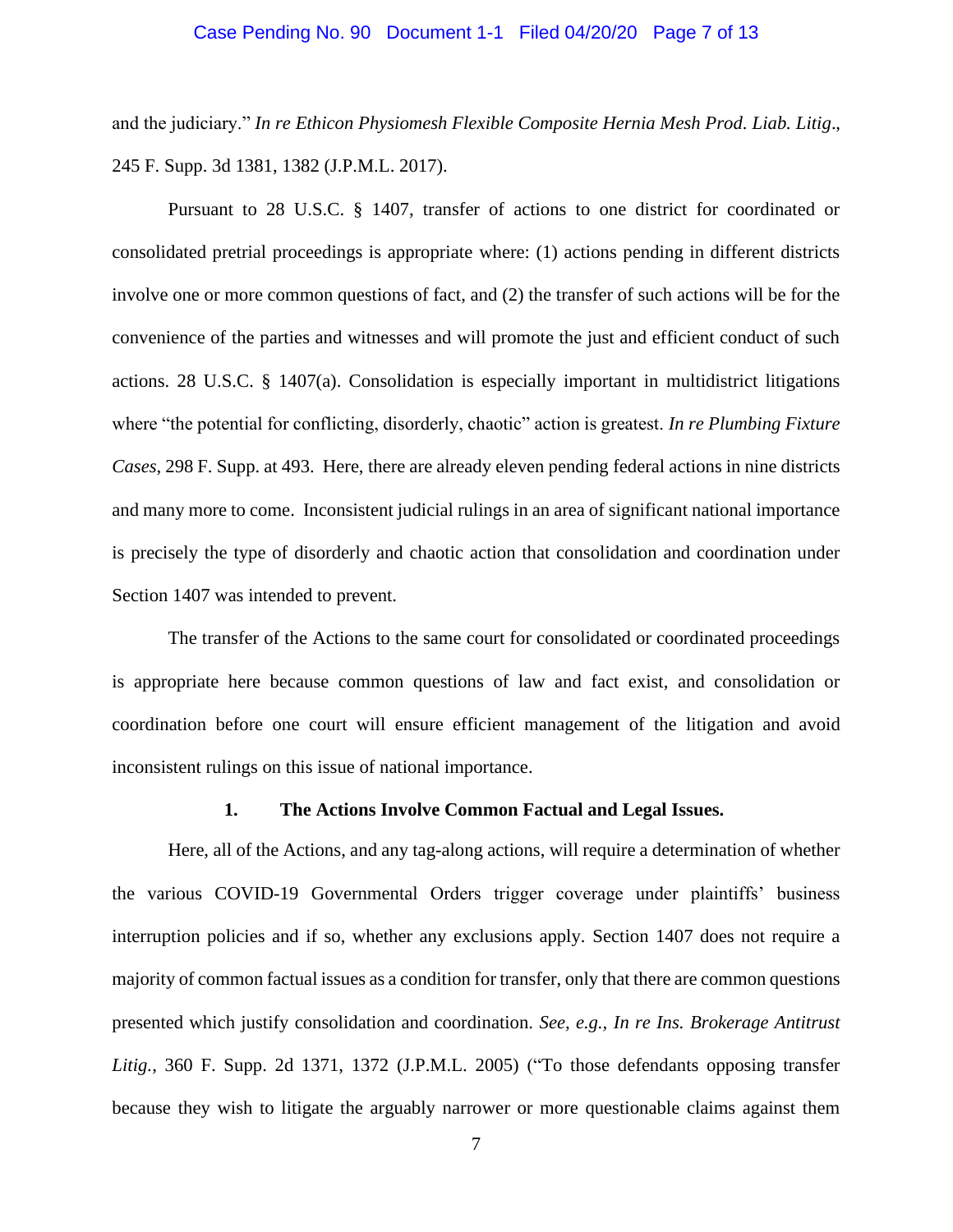and the judiciary." *In re Ethicon Physiomesh Flexible Composite Hernia Mesh Prod. Liab. Litig*., 245 F. Supp. 3d 1381, 1382 (J.P.M.L. 2017).

Pursuant to 28 U.S.C. § 1407, transfer of actions to one district for coordinated or consolidated pretrial proceedings is appropriate where: (1) actions pending in different districts involve one or more common questions of fact, and (2) the transfer of such actions will be for the convenience of the parties and witnesses and will promote the just and efficient conduct of such actions. 28 U.S.C. § 1407(a). Consolidation is especially important in multidistrict litigations where "the potential for conflicting, disorderly, chaotic" action is greatest. *In re Plumbing Fixture Cases*, 298 F. Supp. at 493. Here, there are already eleven pending federal actions in nine districts and many more to come. Inconsistent judicial rulings in an area of significant national importance is precisely the type of disorderly and chaotic action that consolidation and coordination under Section 1407 was intended to prevent.

The transfer of the Actions to the same court for consolidated or coordinated proceedings is appropriate here because common questions of law and fact exist, and consolidation or coordination before one court will ensure efficient management of the litigation and avoid inconsistent rulings on this issue of national importance.

### 1. The Actions Involve Common Factual and Legal Issues.

Here, all of the Actions, and any tag-along actions, will require a determination of whether the various COVID-19 Governmental Orders trigger coverage under plaintiffs' business interruption policies and if so, whether any exclusions apply. Section 1407 does not require a majority of common factual issues as a condition for transfer, only that there are common questions presented which justify consolidation and coordination. *See, e.g., In re Ins. Brokerage Antitrust Litig.*, 360 F. Supp. 2d 1371, 1372 (J.P.M.L. 2005) ("To those defendants opposing transfer because they wish to litigate the arguably narrower or more questionable claims against them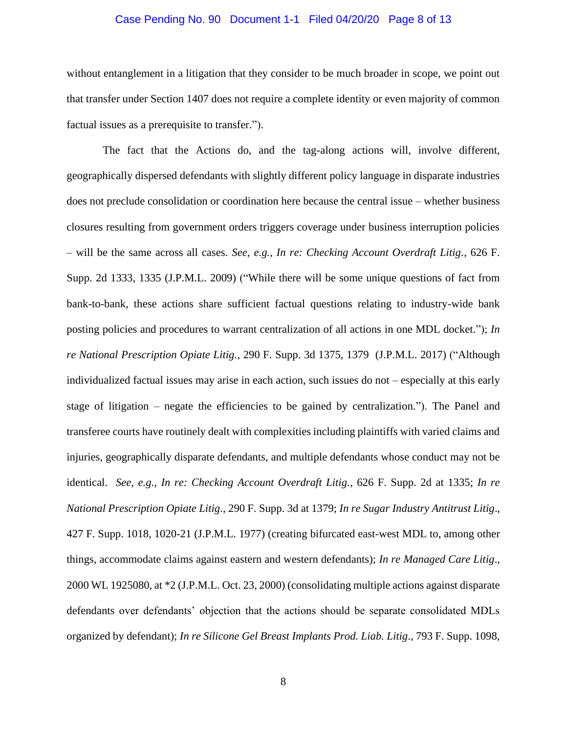without entanglement in a litigation that they consider to be much broader in scope, we point out that transfer under Section 1407 does not require a complete identity or even majority of common factual issues as a prerequisite to transfer.").

The fact that the Actions do, and the tag-along actions will, involve different, geographically dispersed defendants with slightly different policy language in disparate industries does not preclude consolidation or coordination here because the central issue – whether business closures resulting from government orders triggers coverage under business interruption policies – will be the same across all cases. *See, e.g., In re: Checking Account Overdraft Litig.*, 626 F. Supp. 2d 1333, 1335 (J.P.M.L. 2009) ("While there will be some unique questions of fact from bank-to-bank, these actions share sufficient factual questions relating to industry-wide bank posting policies and procedures to warrant centralization of all actions in one MDL docket."); *In re National Prescription Opiate Litig.*, 290 F. Supp. 3d 1375, 1379 (J.P.M.L. 2017) ("Although individualized factual issues may arise in each action, such issues do not – especially at this early stage of litigation – negate the efficiencies to be gained by centralization."). The Panel and transferee courts have routinely dealt with complexities including plaintiffs with varied claims and injuries, geographically disparate defendants, and multiple defendants whose conduct may not be identical. *See, e.g., In re: Checking Account Overdraft Litig.*, 626 F. Supp. 2d at 1335; *In re National Prescription Opiate Litig.*, 290 F. Supp. 3d at 1379; *In re Sugar Industry Antitrust Litig*., 427 F. Supp. 1018, 1020-21 (J.P.M.L. 1977) (creating bifurcated east-west MDL to, among other things, accommodate claims against eastern and western defendants); *In re Managed Care Litig*., 2000 WL 1925080, at *2 (J.P.M.L. Oct. 23, 2000) (consolidating multiple actions against disparate defendants over defendants' objection that the actions should be separate consolidated MDLs organized by defendant); *In re Silicone Gel Breast Implants Prod. Liab. Litig*., 793 F. Supp. 1098,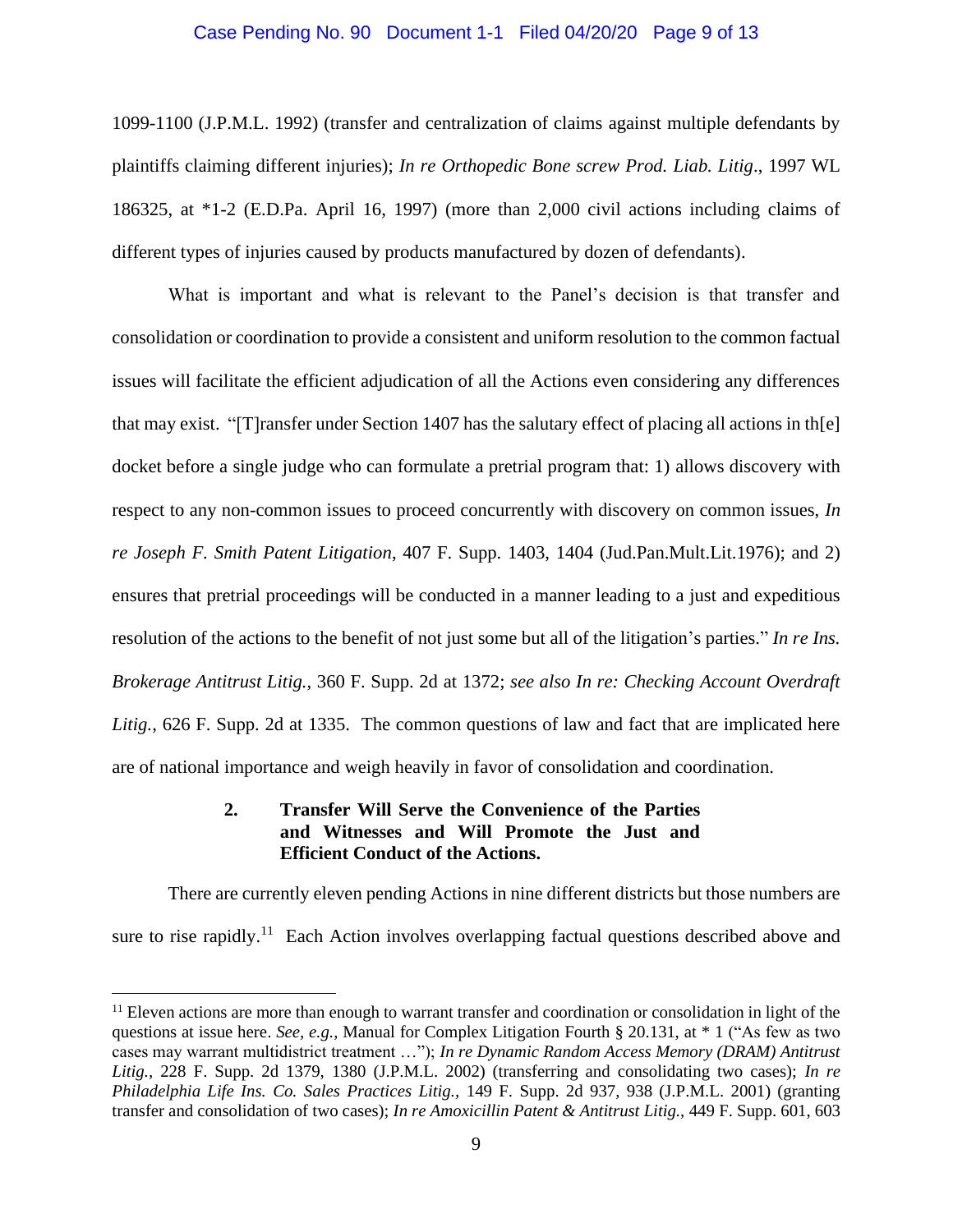1099-1100 (J.P.M.L. 1992) (transfer and centralization of claims against multiple defendants by plaintiffs claiming different injuries); *In re Orthopedic Bone screw Prod. Liab. Litig*., 1997 WL 186325, at *1-2 (E.D.Pa. April 16, 1997) (more than 2,000 civil actions including claims of different types of injuries caused by products manufactured by dozen of defendants).

What is important and what is relevant to the Panel's decision is that transfer and consolidation or coordination to provide a consistent and uniform resolution to the common factual issues will facilitate the efficient adjudication of all the Actions even considering any differences that may exist. "[T]ransfer under Section 1407 has the salutary effect of placing all actions in th[e] docket before a single judge who can formulate a pretrial program that: 1) allows discovery with respect to any non-common issues to proceed concurrently with discovery on common issues, *In re Joseph F. Smith Patent Litigation*, 407 F. Supp. 1403, 1404 (Jud.Pan.Mult.Lit.1976); and 2) ensures that pretrial proceedings will be conducted in a manner leading to a just and expeditious resolution of the actions to the benefit of not just some but all of the litigation's parties." *In re Ins. Brokerage Antitrust Litig.*, 360 F. Supp. 2d at 1372; *see also In re: Checking Account Overdraft Litig.*, 626 F. Supp. 2d at 1335. The common questions of law and fact that are implicated here are of national importance and weigh heavily in favor of consolidation and coordination.

### 2. Transfer Will Serve the Convenience of the Parties and Witnesses and Will Promote the Just and Efficient Conduct of the Actions.

There are currently eleven pending Actions in nine different districts but those numbers are sure to rise rapidly.[11] Each Action involves overlapping factual questions described above and

[11] Eleven actions are more than enough to warrant transfer and coordination or consolidation in light of the questions at issue here. *See, e.g.,* Manual for Complex Litigation Fourth § 20.131, at * 1 ("As few as two cases may warrant multidistrict treatment …"); *In re Dynamic Random Access Memory (DRAM) Antitrust Litig.*, 228 F. Supp. 2d 1379, 1380 (J.P.M.L. 2002) (transferring and consolidating two cases); *In re Philadelphia Life Ins. Co. Sales Practices Litig.,* 149 F. Supp. 2d 937, 938 (J.P.M.L. 2001) (granting transfer and consolidation of two cases); *In re Amoxicillin Patent & Antitrust Litig.,* 449 F. Supp. 601, 603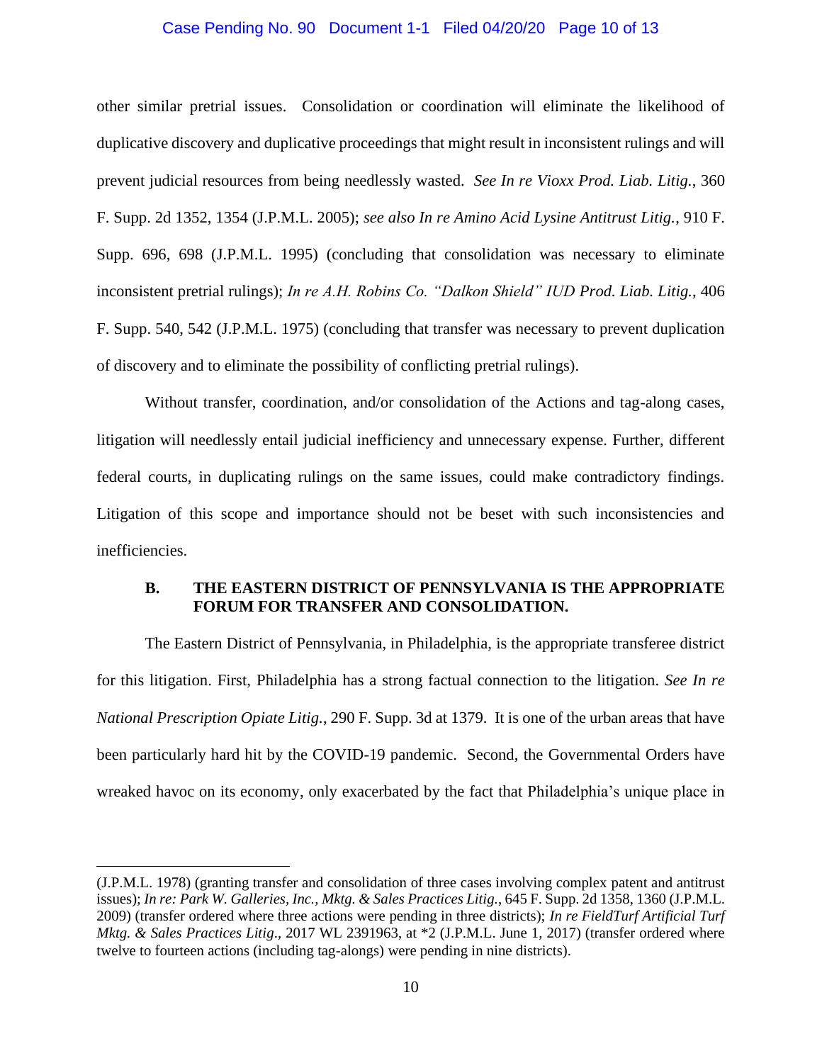other similar pretrial issues. Consolidation or coordination will eliminate the likelihood of duplicative discovery and duplicative proceedings that might result in inconsistent rulings and will prevent judicial resources from being needlessly wasted. *See In re Vioxx Prod. Liab. Litig.*, 360 F. Supp. 2d 1352, 1354 (J.P.M.L. 2005); *see also In re Amino Acid Lysine Antitrust Litig.*, 910 F. Supp. 696, 698 (J.P.M.L. 1995) (concluding that consolidation was necessary to eliminate inconsistent pretrial rulings); *In re A.H. Robins Co. "Dalkon Shield" IUD Prod. Liab. Litig.*, 406 F. Supp. 540, 542 (J.P.M.L. 1975) (concluding that transfer was necessary to prevent duplication of discovery and to eliminate the possibility of conflicting pretrial rulings).

Without transfer, coordination, and/or consolidation of the Actions and tag-along cases, litigation will needlessly entail judicial inefficiency and unnecessary expense. Further, different federal courts, in duplicating rulings on the same issues, could make contradictory findings. Litigation of this scope and importance should not be beset with such inconsistencies and inefficiencies.

### B. THE EASTERN DISTRICT OF PENNSYLVANIA IS THE APPROPRIATE FORUM FOR TRANSFER AND CONSOLIDATION.

The Eastern District of Pennsylvania, in Philadelphia, is the appropriate transferee district for this litigation. First, Philadelphia has a strong factual connection to the litigation. *See In re National Prescription Opiate Litig.*, 290 F. Supp. 3d at 1379. It is one of the urban areas that have been particularly hard hit by the COVID-19 pandemic. Second, the Governmental Orders have wreaked havoc on its economy, only exacerbated by the fact that Philadelphia's unique place in

---

(J.P.M.L. 1978) (granting transfer and consolidation of three cases involving complex patent and antitrust issues); *In re: Park W. Galleries, Inc., Mktg. & Sales Practices Litig.*, 645 F. Supp. 2d 1358, 1360 (J.P.M.L. 2009) (transfer ordered where three actions were pending in three districts); *In re FieldTurf Artificial Turf Mktg. & Sales Practices Litig*., 2017 WL 2391963, at *2 (J.P.M.L. June 1, 2017) (transfer ordered where twelve to fourteen actions (including tag-alongs) were pending in nine districts).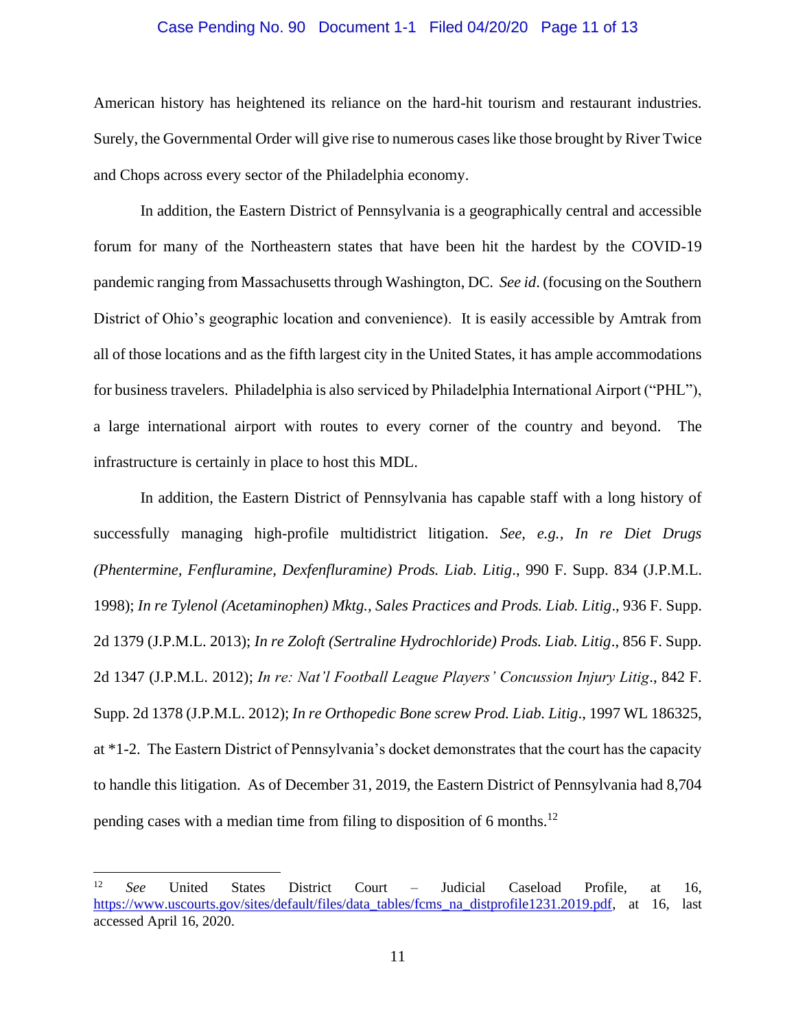American history has heightened its reliance on the hard-hit tourism and restaurant industries. Surely, the Governmental Order will give rise to numerous cases like those brought by River Twice and Chops across every sector of the Philadelphia economy.

In addition, the Eastern District of Pennsylvania is a geographically central and accessible forum for many of the Northeastern states that have been hit the hardest by the COVID-19 pandemic ranging from Massachusetts through Washington, DC. *See id*. (focusing on the Southern District of Ohio's geographic location and convenience). It is easily accessible by Amtrak from all of those locations and as the fifth largest city in the United States, it has ample accommodations for business travelers. Philadelphia is also serviced by Philadelphia International Airport ("PHL"), a large international airport with routes to every corner of the country and beyond. The infrastructure is certainly in place to host this MDL.

In addition, the Eastern District of Pennsylvania has capable staff with a long history of successfully managing high-profile multidistrict litigation. *See, e.g.*, *In re Diet Drugs (Phentermine, Fenfluramine, Dexfenfluramine) Prods. Liab. Litig*., 990 F. Supp. 834 (J.P.M.L. 1998); *In re Tylenol (Acetaminophen) Mktg., Sales Practices and Prods. Liab. Litig*., 936 F. Supp. 2d 1379 (J.P.M.L. 2013); *In re Zoloft (Sertraline Hydrochloride) Prods. Liab. Litig*., 856 F. Supp. 2d 1347 (J.P.M.L. 2012); *In re: Nat'l Football League Players' Concussion Injury Litig*., 842 F. Supp. 2d 1378 (J.P.M.L. 2012); *In re Orthopedic Bone screw Prod. Liab. Litig*., 1997 WL 186325, at *1-2. The Eastern District of Pennsylvania's docket demonstrates that the court has the capacity to handle this litigation. As of December 31, 2019, the Eastern District of Pennsylvania had 8,704 pending cases with a median time from filing to disposition of 6 months.[12]

---

[12] *See* United States District Court – Judicial Caseload Profile, at 16, https://www.uscourts.gov/sites/default/files/data_tables/fcms_na_distprofile1231.2019.pdf, at 16, last accessed April 16, 2020.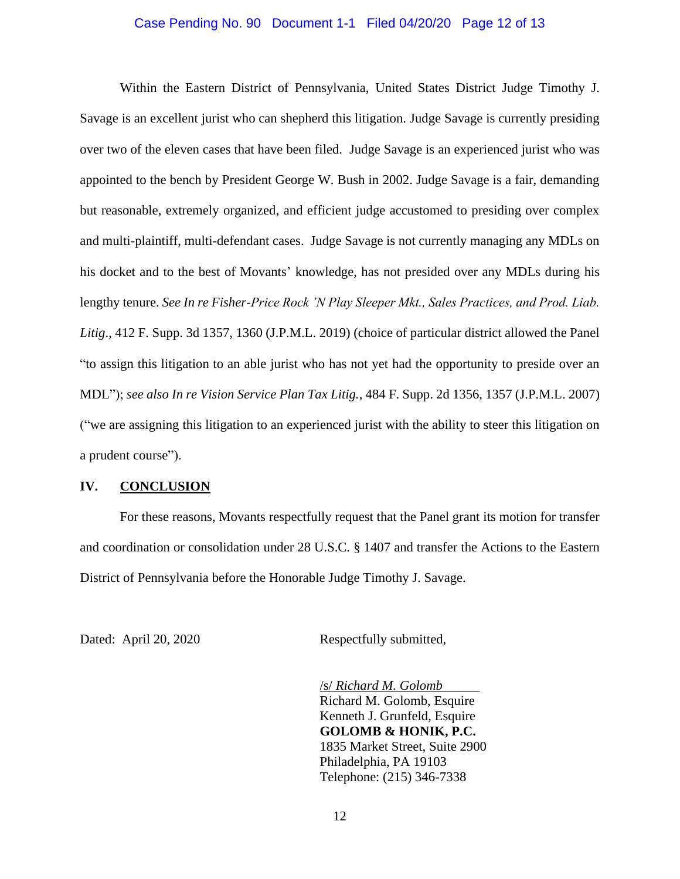Within the Eastern District of Pennsylvania, United States District Judge Timothy J. Savage is an excellent jurist who can shepherd this litigation. Judge Savage is currently presiding over two of the eleven cases that have been filed. Judge Savage is an experienced jurist who was appointed to the bench by President George W. Bush in 2002. Judge Savage is a fair, demanding but reasonable, extremely organized, and efficient judge accustomed to presiding over complex and multi-plaintiff, multi-defendant cases. Judge Savage is not currently managing any MDLs on his docket and to the best of Movants' knowledge, has not presided over any MDLs during his lengthy tenure. *See In re Fisher-Price Rock 'N Play Sleeper Mkt., Sales Practices, and Prod. Liab. Litig*., 412 F. Supp. 3d 1357, 1360 (J.P.M.L. 2019) (choice of particular district allowed the Panel "to assign this litigation to an able jurist who has not yet had the opportunity to preside over an MDL"); *see also In re Vision Service Plan Tax Litig.*, 484 F. Supp. 2d 1356, 1357 (J.P.M.L. 2007) ("we are assigning this litigation to an experienced jurist with the ability to steer this litigation on a prudent course").

## IV. CONCLUSION

For these reasons, Movants respectfully request that the Panel grant its motion for transfer and coordination or consolidation under 28 U.S.C. § 1407 and transfer the Actions to the Eastern District of Pennsylvania before the Honorable Judge Timothy J. Savage.

Dated: April 20, 2020

Respectfully submitted,

/s/ *Richard M. Golomb*
Richard M. Golomb, Esquire
Kenneth J. Grunfeld, Esquire
**GOLOMB & HONIK, P.C.**
1835 Market Street, Suite 2900
Philadelphia, PA 19103
Telephone: (215) 346-7338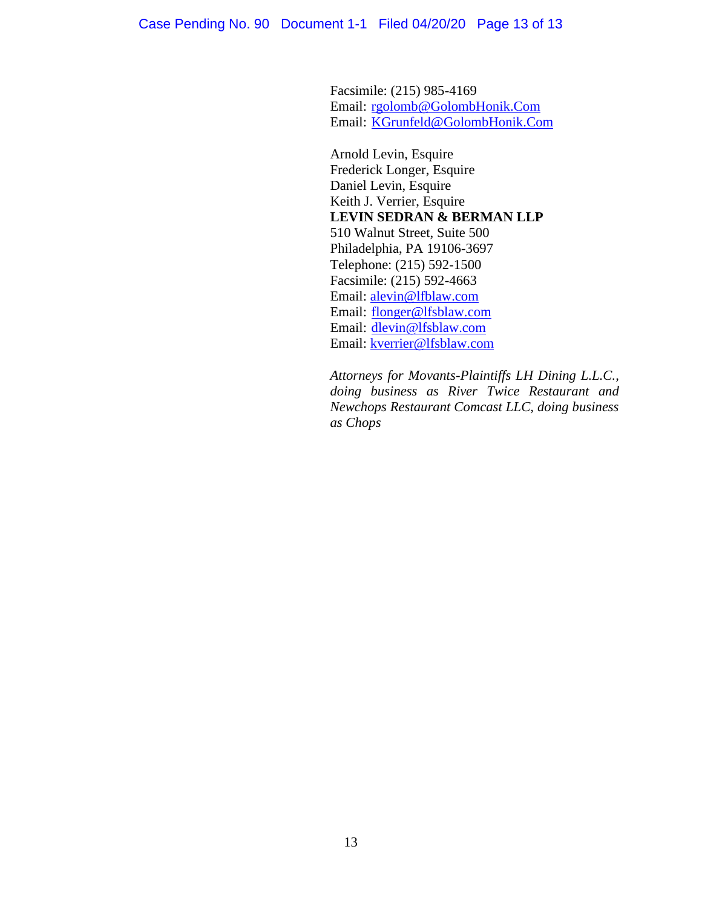Facsimile: (215) 985-4169
Email: rgolomb@GolombHonik.Com
Email: KGrunfeld@GolombHonik.Com

Arnold Levin, Esquire
Frederick Longer, Esquire
Daniel Levin, Esquire
Keith J. Verrier, Esquire
**LEVIN SEDRAN & BERMAN LLP**
510 Walnut Street, Suite 500
Philadelphia, PA 19106-3697
Telephone: (215) 592-1500
Facsimile: (215) 592-4663
Email: alevin@lfblaw.com
Email: flonger@lfsblaw.com
Email: dlevin@lfsblaw.com
Email: kverrier@lfsblaw.com

*Attorneys for Movants-Plaintiffs LH Dining L.L.C., doing business as River Twice Restaurant and Newchops Restaurant Comcast LLC, doing business as Chops*